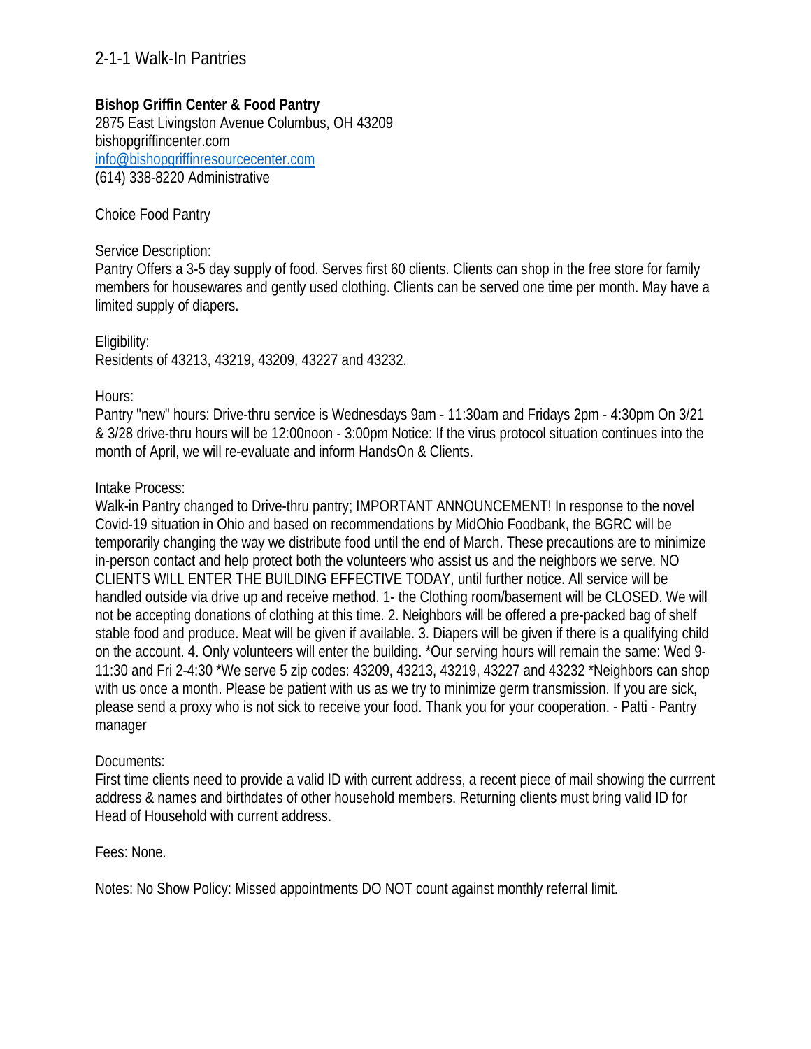# 2-1-1 Walk-In Pantries

**Bishop Griffin Center & Food Pantry**
2875 East Livingston Avenue Columbus, OH 43209
bishopgriffincenter.com
[info@bishopgriffinresourcecenter.com](mailto:info@bishopgriffinresourcecenter.com)
(614) 338-8220 Administrative

Choice Food Pantry

Service Description:
Pantry Offers a 3-5 day supply of food. Serves first 60 clients. Clients can shop in the free store for family members for housewares and gently used clothing. Clients can be served one time per month. May have a limited supply of diapers.

Eligibility:
Residents of 43213, 43219, 43209, 43227 and 43232.

Hours:
Pantry "new" hours: Drive-thru service is Wednesdays 9am - 11:30am and Fridays 2pm - 4:30pm On 3/21 & 3/28 drive-thru hours will be 12:00noon - 3:00pm Notice: If the virus protocol situation continues into the month of April, we will re-evaluate and inform HandsOn & Clients.

Intake Process:
Walk-in Pantry changed to Drive-thru pantry; IMPORTANT ANNOUNCEMENT! In response to the novel Covid-19 situation in Ohio and based on recommendations by MidOhio Foodbank, the BGRC will be temporarily changing the way we distribute food until the end of March. These precautions are to minimize in-person contact and help protect both the volunteers who assist us and the neighbors we serve. NO CLIENTS WILL ENTER THE BUILDING EFFECTIVE TODAY, until further notice. All service will be handled outside via drive up and receive method. 1- the Clothing room/basement will be CLOSED. We will not be accepting donations of clothing at this time. 2. Neighbors will be offered a pre-packed bag of shelf stable food and produce. Meat will be given if available. 3. Diapers will be given if there is a qualifying child on the account. 4. Only volunteers will enter the building. *Our serving hours will remain the same: Wed 9-11:30 and Fri 2-4:30 *We serve 5 zip codes: 43209, 43213, 43219, 43227 and 43232 *Neighbors can shop with us once a month. Please be patient with us as we try to minimize germ transmission. If you are sick, please send a proxy who is not sick to receive your food. Thank you for your cooperation. - Patti - Pantry manager

Documents:
First time clients need to provide a valid ID with current address, a recent piece of mail showing the currrent address & names and birthdates of other household members. Returning clients must bring valid ID for Head of Household with current address.

Fees: None.

Notes: No Show Policy: Missed appointments DO NOT count against monthly referral limit.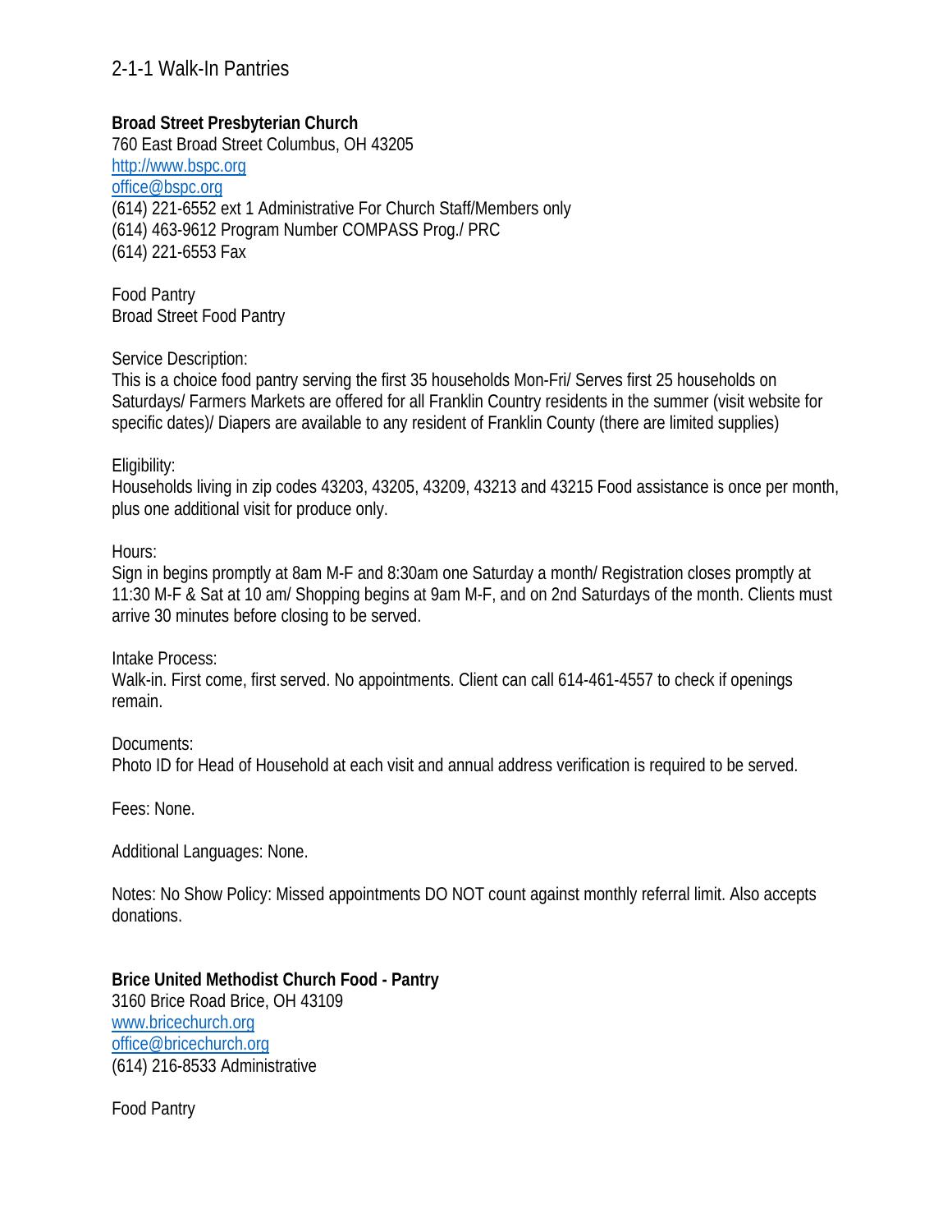2-1-1 Walk-In Pantries

**Broad Street Presbyterian Church**
760 East Broad Street Columbus, OH 43205
http://www.bspc.org
office@bspc.org
(614) 221-6552 ext 1 Administrative For Church Staff/Members only
(614) 463-9612 Program Number COMPASS Prog./ PRC
(614) 221-6553 Fax

Food Pantry
Broad Street Food Pantry

Service Description:
This is a choice food pantry serving the first 35 households Mon-Fri/ Serves first 25 households on Saturdays/ Farmers Markets are offered for all Franklin Country residents in the summer (visit website for specific dates)/ Diapers are available to any resident of Franklin County (there are limited supplies)

Eligibility:
Households living in zip codes 43203, 43205, 43209, 43213 and 43215 Food assistance is once per month, plus one additional visit for produce only.

Hours:
Sign in begins promptly at 8am M-F and 8:30am one Saturday a month/ Registration closes promptly at 11:30 M-F & Sat at 10 am/ Shopping begins at 9am M-F, and on 2nd Saturdays of the month. Clients must arrive 30 minutes before closing to be served.

Intake Process:
Walk-in. First come, first served. No appointments. Client can call 614-461-4557 to check if openings remain.

Documents:
Photo ID for Head of Household at each visit and annual address verification is required to be served.

Fees: None.

Additional Languages: None.

Notes: No Show Policy: Missed appointments DO NOT count against monthly referral limit. Also accepts donations.

**Brice United Methodist Church Food - Pantry**
3160 Brice Road Brice, OH 43109
www.bricechurch.org
office@bricechurch.org
(614) 216-8533 Administrative

Food Pantry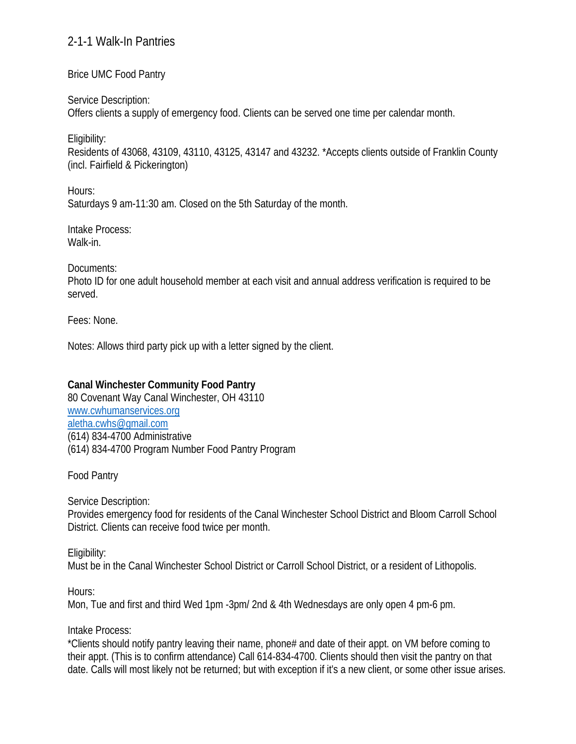## 2-1-1 Walk-In Pantries

Brice UMC Food Pantry

Service Description:
Offers clients a supply of emergency food. Clients can be served one time per calendar month.

Eligibility:
Residents of 43068, 43109, 43110, 43125, 43147 and 43232. *Accepts clients outside of Franklin County (incl. Fairfield & Pickerington)

Hours:
Saturdays 9 am-11:30 am. Closed on the 5th Saturday of the month.

Intake Process:
Walk-in.

Documents:
Photo ID for one adult household member at each visit and annual address verification is required to be served.

Fees: None.

Notes: Allows third party pick up with a letter signed by the client.

**Canal Winchester Community Food Pantry**
80 Covenant Way Canal Winchester, OH 43110
[www.cwhumanservices.org](http://www.cwhumanservices.org)
[aletha.cwhs@gmail.com](mailto:aletha.cwhs@gmail.com)
(614) 834-4700 Administrative
(614) 834-4700 Program Number Food Pantry Program

Food Pantry

Service Description:
Provides emergency food for residents of the Canal Winchester School District and Bloom Carroll School District. Clients can receive food twice per month.

Eligibility:
Must be in the Canal Winchester School District or Carroll School District, or a resident of Lithopolis.

Hours:
Mon, Tue and first and third Wed 1pm -3pm/ 2nd & 4th Wednesdays are only open 4 pm-6 pm.

Intake Process:
*Clients should notify pantry leaving their name, phone# and date of their appt. on VM before coming to their appt. (This is to confirm attendance) Call 614-834-4700. Clients should then visit the pantry on that date. Calls will most likely not be returned; but with exception if it's a new client, or some other issue arises.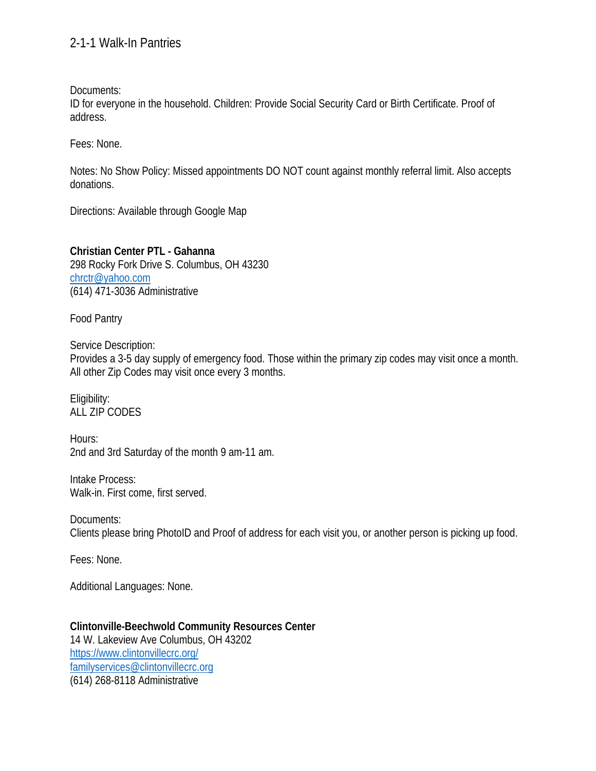Documents:
ID for everyone in the household. Children: Provide Social Security Card or Birth Certificate. Proof of address.

Fees: None.

Notes: No Show Policy: Missed appointments DO NOT count against monthly referral limit. Also accepts donations.

Directions: Available through Google Map

**Christian Center PTL - Gahanna**
298 Rocky Fork Drive S. Columbus, OH 43230
chrctr@yahoo.com
(614) 471-3036 Administrative

Food Pantry

Service Description:
Provides a 3-5 day supply of emergency food. Those within the primary zip codes may visit once a month. All other Zip Codes may visit once every 3 months.

Eligibility:
ALL ZIP CODES

Hours:
2nd and 3rd Saturday of the month 9 am-11 am.

Intake Process:
Walk-in. First come, first served.

Documents:
Clients please bring PhotoID and Proof of address for each visit you, or another person is picking up food.

Fees: None.

Additional Languages: None.

**Clintonville-Beechwold Community Resources Center**
14 W. Lakeview Ave Columbus, OH 43202
https://www.clintonvillecrc.org/
familyservices@clintonvillecrc.org
(614) 268-8118 Administrative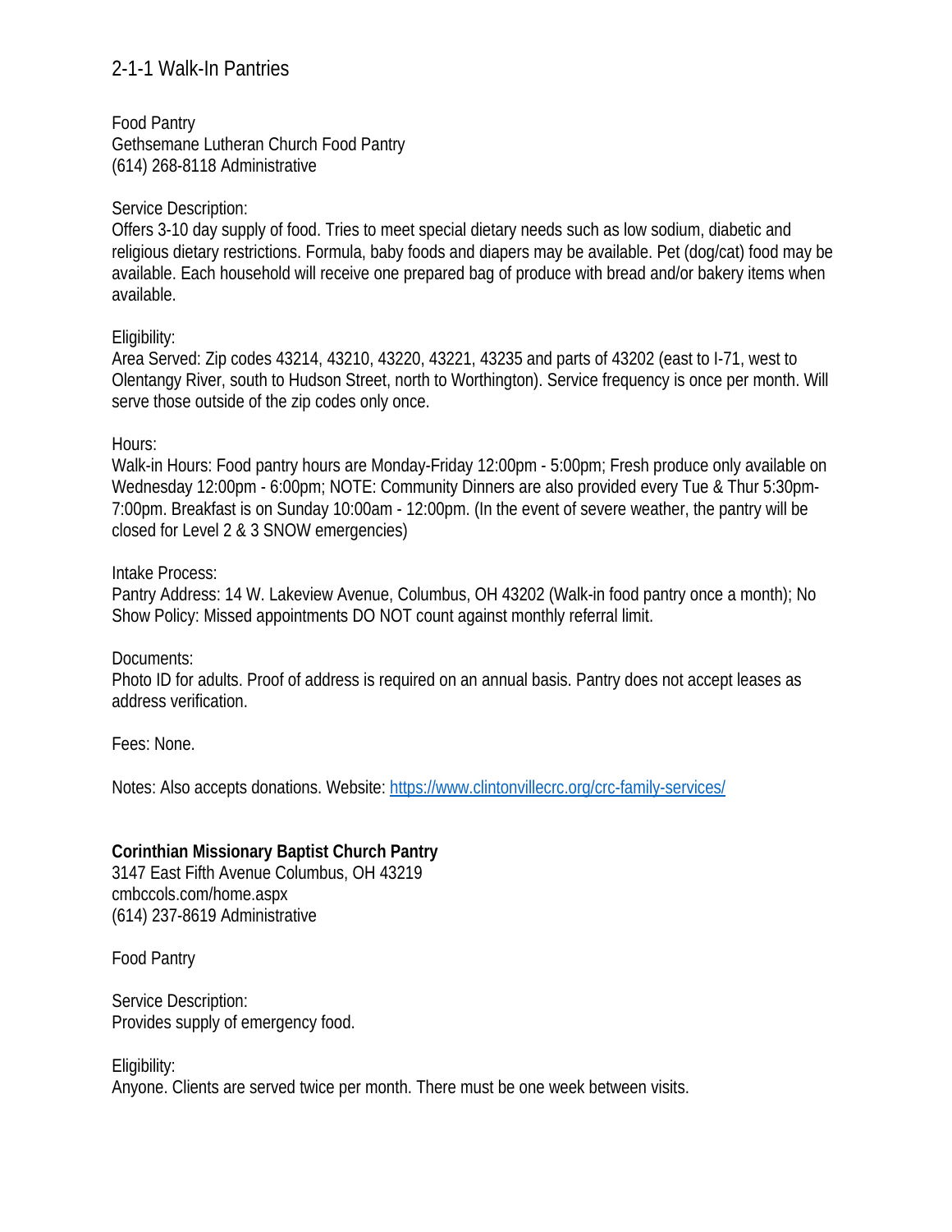2-1-1 Walk-In Pantries

Food Pantry
Gethsemane Lutheran Church Food Pantry
(614) 268-8118 Administrative

Service Description:
Offers 3-10 day supply of food. Tries to meet special dietary needs such as low sodium, diabetic and religious dietary restrictions. Formula, baby foods and diapers may be available. Pet (dog/cat) food may be available. Each household will receive one prepared bag of produce with bread and/or bakery items when available.

Eligibility:
Area Served: Zip codes 43214, 43210, 43220, 43221, 43235 and parts of 43202 (east to I-71, west to Olentangy River, south to Hudson Street, north to Worthington). Service frequency is once per month. Will serve those outside of the zip codes only once.

Hours:
Walk-in Hours: Food pantry hours are Monday-Friday 12:00pm - 5:00pm; Fresh produce only available on Wednesday 12:00pm - 6:00pm; NOTE: Community Dinners are also provided every Tue & Thur 5:30pm-7:00pm. Breakfast is on Sunday 10:00am - 12:00pm. (In the event of severe weather, the pantry will be closed for Level 2 & 3 SNOW emergencies)

Intake Process:
Pantry Address: 14 W. Lakeview Avenue, Columbus, OH 43202 (Walk-in food pantry once a month); No Show Policy: Missed appointments DO NOT count against monthly referral limit.

Documents:
Photo ID for adults. Proof of address is required on an annual basis. Pantry does not accept leases as address verification.

Fees: None.

Notes: Also accepts donations. Website: [https://www.clintonvillecrc.org/crc-family-services/](https://www.clintonvillecrc.org/crc-family-services/)

**Corinthian Missionary Baptist Church Pantry**
3147 East Fifth Avenue Columbus, OH 43219
cmbccols.com/home.aspx
(614) 237-8619 Administrative

Food Pantry

Service Description:
Provides supply of emergency food.

Eligibility:
Anyone. Clients are served twice per month. There must be one week between visits.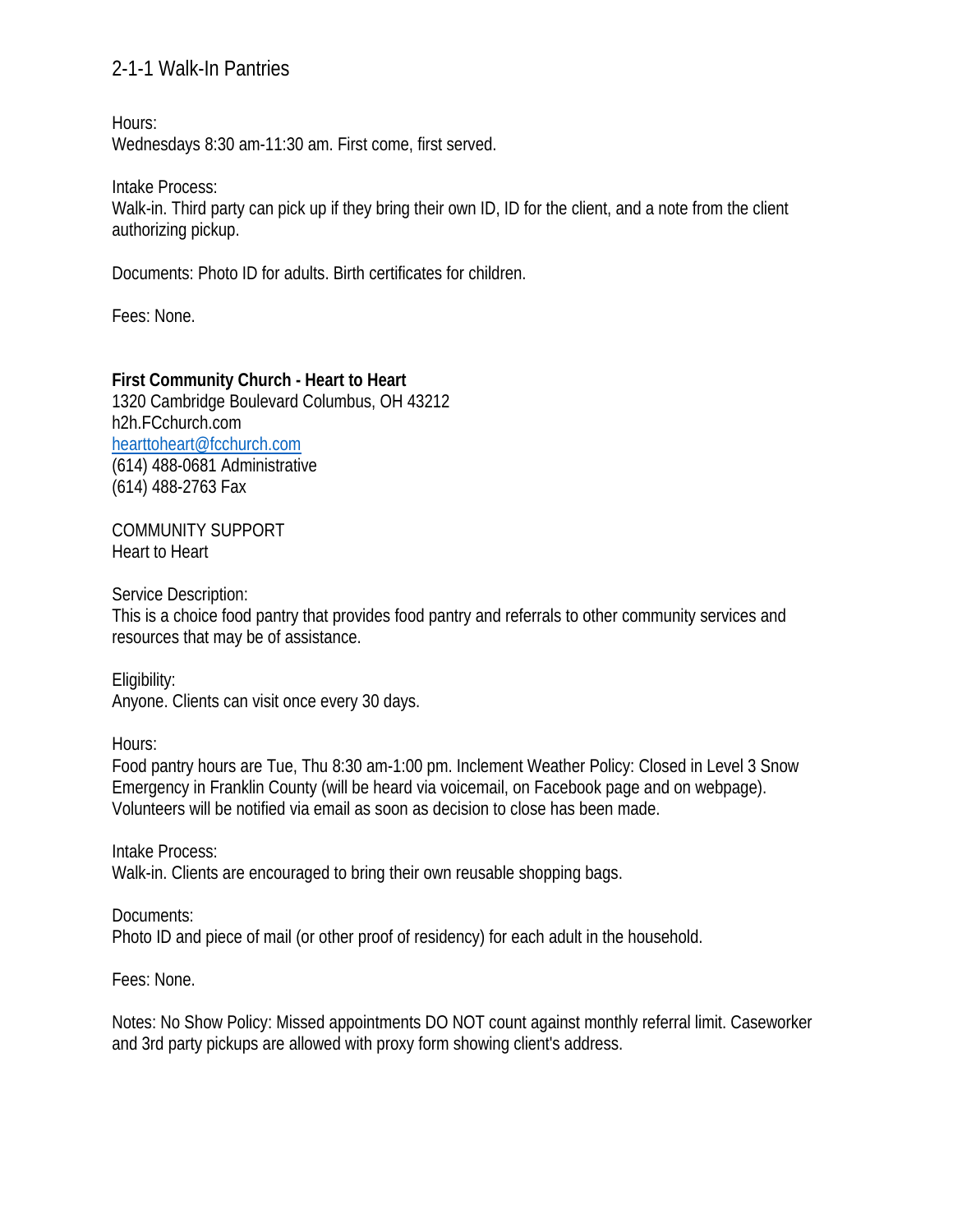2-1-1 Walk-In Pantries

Hours:
Wednesdays 8:30 am-11:30 am. First come, first served.

Intake Process:
Walk-in. Third party can pick up if they bring their own ID, ID for the client, and a note from the client authorizing pickup.

Documents: Photo ID for adults. Birth certificates for children.

Fees: None.

**First Community Church - Heart to Heart**
1320 Cambridge Boulevard Columbus, OH 43212
h2h.FCchurch.com
[hearttoheart@fcchurch.com](mailto:hearttoheart@fcchurch.com)
(614) 488-0681 Administrative
(614) 488-2763 Fax

COMMUNITY SUPPORT
Heart to Heart

Service Description:
This is a choice food pantry that provides food pantry and referrals to other community services and resources that may be of assistance.

Eligibility:
Anyone. Clients can visit once every 30 days.

Hours:
Food pantry hours are Tue, Thu 8:30 am-1:00 pm. Inclement Weather Policy: Closed in Level 3 Snow Emergency in Franklin County (will be heard via voicemail, on Facebook page and on webpage). Volunteers will be notified via email as soon as decision to close has been made.

Intake Process:
Walk-in. Clients are encouraged to bring their own reusable shopping bags.

Documents:
Photo ID and piece of mail (or other proof of residency) for each adult in the household.

Fees: None.

Notes: No Show Policy: Missed appointments DO NOT count against monthly referral limit. Caseworker and 3rd party pickups are allowed with proxy form showing client's address.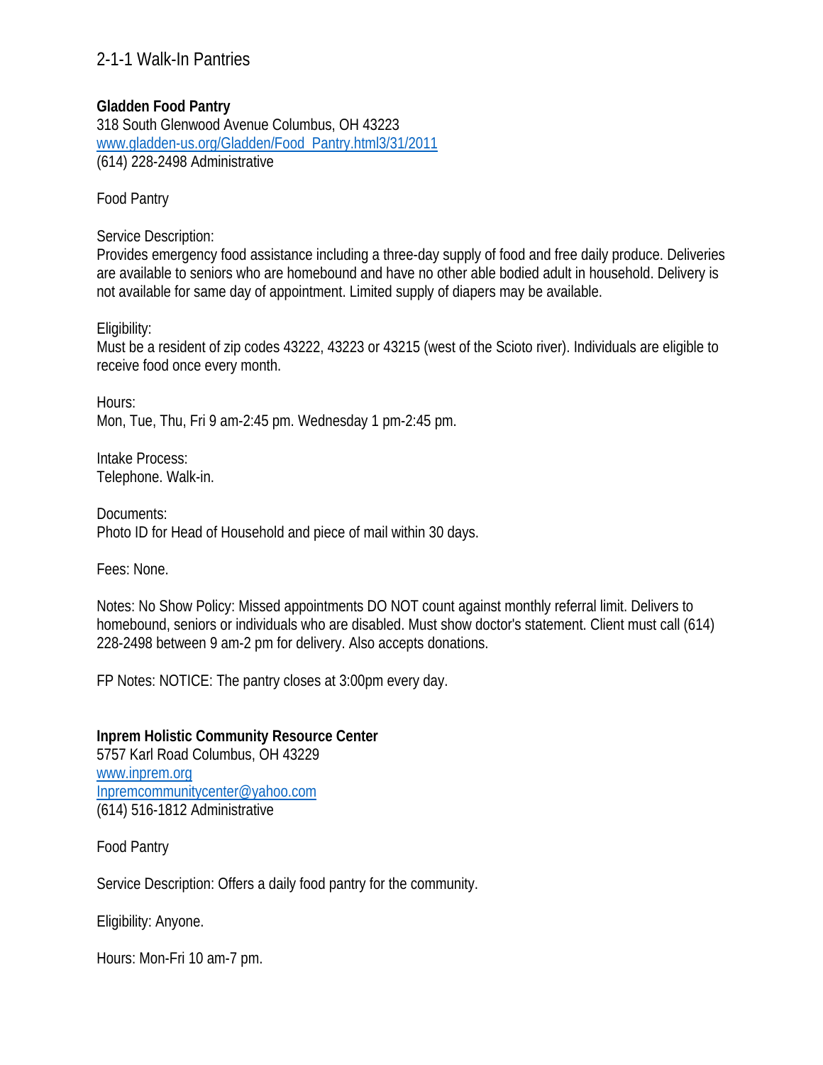2-1-1 Walk-In Pantries

**Gladden Food Pantry**
318 South Glenwood Avenue Columbus, OH 43223
[www.gladden-us.org/Gladden/Food_Pantry.html3/31/2011](www.gladden-us.org/Gladden/Food_Pantry.html3/31/2011)
(614) 228-2498 Administrative

Food Pantry

Service Description:
Provides emergency food assistance including a three-day supply of food and free daily produce. Deliveries are available to seniors who are homebound and have no other able bodied adult in household. Delivery is not available for same day of appointment. Limited supply of diapers may be available.

Eligibility:
Must be a resident of zip codes 43222, 43223 or 43215 (west of the Scioto river). Individuals are eligible to receive food once every month.

Hours:
Mon, Tue, Thu, Fri 9 am-2:45 pm. Wednesday 1 pm-2:45 pm.

Intake Process:
Telephone. Walk-in.

Documents:
Photo ID for Head of Household and piece of mail within 30 days.

Fees: None.

Notes: No Show Policy: Missed appointments DO NOT count against monthly referral limit. Delivers to homebound, seniors or individuals who are disabled. Must show doctor's statement. Client must call (614) 228-2498 between 9 am-2 pm for delivery. Also accepts donations.

FP Notes: NOTICE: The pantry closes at 3:00pm every day.

**Inprem Holistic Community Resource Center**
5757 Karl Road Columbus, OH 43229
[www.inprem.org](www.inprem.org)
[Inpremcommunitycenter@yahoo.com](mailto:Inpremcommunitycenter@yahoo.com)
(614) 516-1812 Administrative

Food Pantry

Service Description: Offers a daily food pantry for the community.

Eligibility: Anyone.

Hours: Mon-Fri 10 am-7 pm.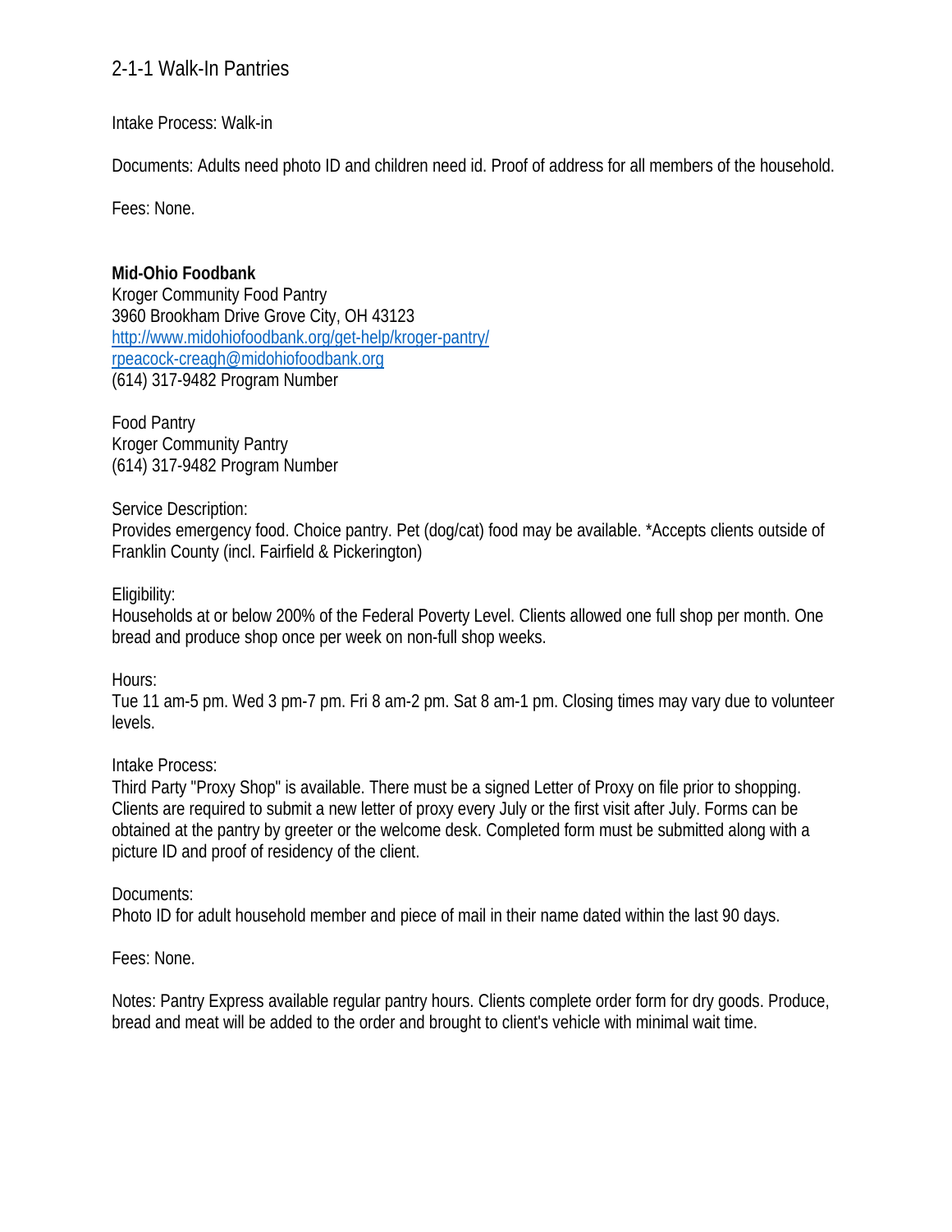2-1-1 Walk-In Pantries

Intake Process: Walk-in

Documents: Adults need photo ID and children need id. Proof of address for all members of the household.

Fees: None.

**Mid-Ohio Foodbank**
Kroger Community Food Pantry
3960 Brookham Drive Grove City, OH 43123
[http://www.midohiofoodbank.org/get-help/kroger-pantry/](http://www.midohiofoodbank.org/get-help/kroger-pantry/)
[rpeacock-creagh@midohiofoodbank.org](mailto:rpeacock-creagh@midohiofoodbank.org)
(614) 317-9482 Program Number

Food Pantry
Kroger Community Pantry
(614) 317-9482 Program Number

Service Description:
Provides emergency food. Choice pantry. Pet (dog/cat) food may be available. *Accepts clients outside of Franklin County (incl. Fairfield & Pickerington)

Eligibility:
Households at or below 200% of the Federal Poverty Level. Clients allowed one full shop per month. One bread and produce shop once per week on non-full shop weeks.

Hours:
Tue 11 am-5 pm. Wed 3 pm-7 pm. Fri 8 am-2 pm. Sat 8 am-1 pm. Closing times may vary due to volunteer levels.

Intake Process:
Third Party "Proxy Shop" is available. There must be a signed Letter of Proxy on file prior to shopping. Clients are required to submit a new letter of proxy every July or the first visit after July. Forms can be obtained at the pantry by greeter or the welcome desk. Completed form must be submitted along with a picture ID and proof of residency of the client.

Documents:
Photo ID for adult household member and piece of mail in their name dated within the last 90 days.

Fees: None.

Notes: Pantry Express available regular pantry hours. Clients complete order form for dry goods. Produce, bread and meat will be added to the order and brought to client's vehicle with minimal wait time.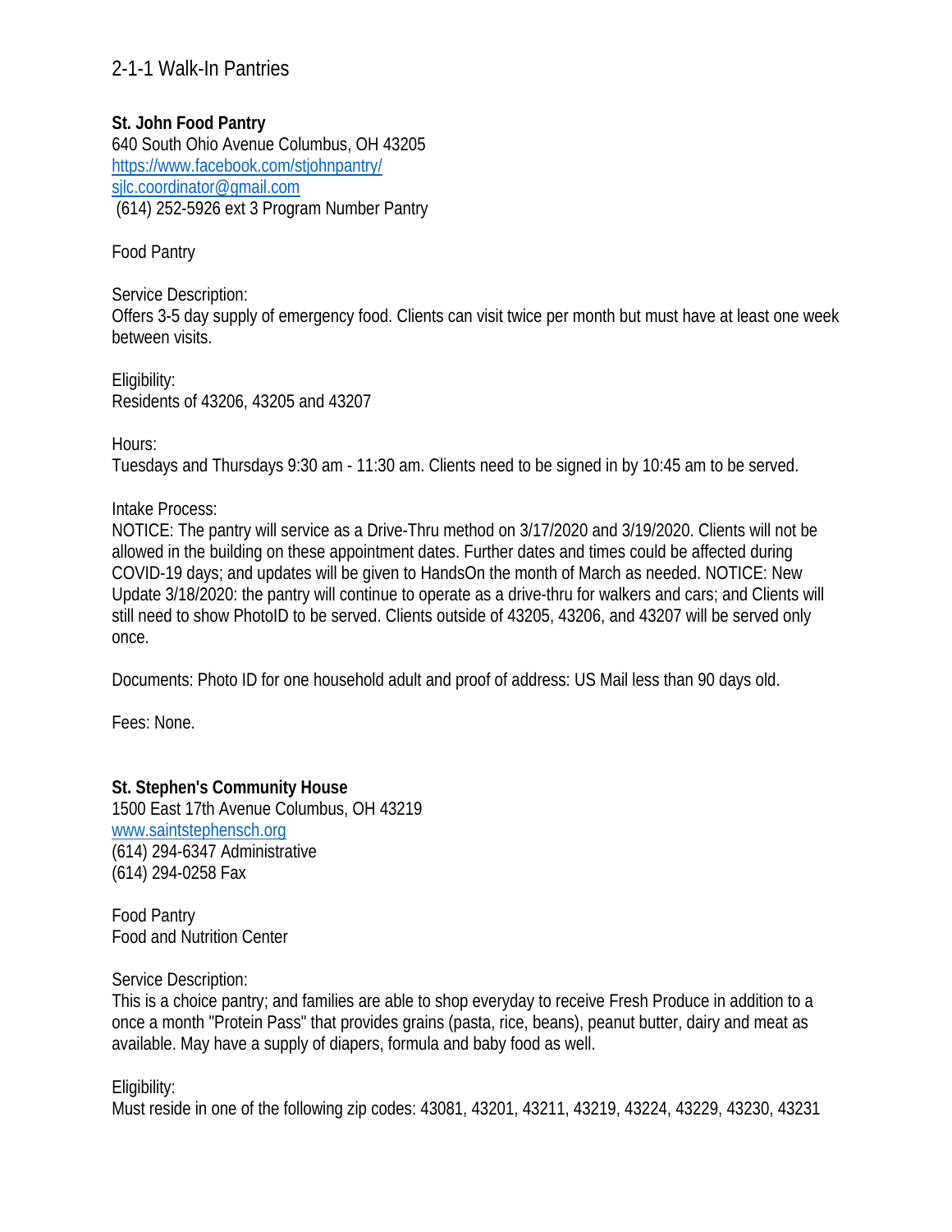2-1-1 Walk-In Pantries

**St. John Food Pantry**
640 South Ohio Avenue Columbus, OH 43205
https://www.facebook.com/stjohnpantry/
sjlc.coordinator@gmail.com
(614) 252-5926 ext 3 Program Number Pantry

Food Pantry

Service Description:
Offers 3-5 day supply of emergency food. Clients can visit twice per month but must have at least one week between visits.

Eligibility:
Residents of 43206, 43205 and 43207

Hours:
Tuesdays and Thursdays 9:30 am - 11:30 am. Clients need to be signed in by 10:45 am to be served.

Intake Process:
NOTICE: The pantry will service as a Drive-Thru method on 3/17/2020 and 3/19/2020. Clients will not be allowed in the building on these appointment dates. Further dates and times could be affected during COVID-19 days; and updates will be given to HandsOn the month of March as needed. NOTICE: New Update 3/18/2020: the pantry will continue to operate as a drive-thru for walkers and cars; and Clients will still need to show PhotoID to be served. Clients outside of 43205, 43206, and 43207 will be served only once.

Documents: Photo ID for one household adult and proof of address: US Mail less than 90 days old.

Fees: None.

**St. Stephen's Community House**
1500 East 17th Avenue Columbus, OH 43219
www.saintstephensch.org
(614) 294-6347 Administrative
(614) 294-0258 Fax

Food Pantry
Food and Nutrition Center

Service Description:
This is a choice pantry; and families are able to shop everyday to receive Fresh Produce in addition to a once a month "Protein Pass" that provides grains (pasta, rice, beans), peanut butter, dairy and meat as available. May have a supply of diapers, formula and baby food as well.

Eligibility:
Must reside in one of the following zip codes: 43081, 43201, 43211, 43219, 43224, 43229, 43230, 43231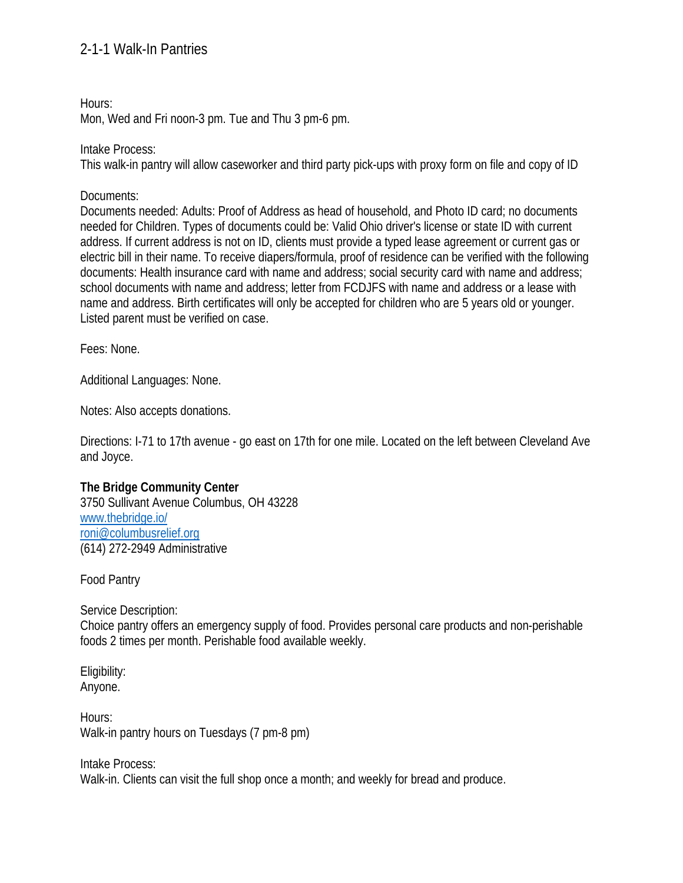Hours:
Mon, Wed and Fri noon-3 pm. Tue and Thu 3 pm-6 pm.

Intake Process:
This walk-in pantry will allow caseworker and third party pick-ups with proxy form on file and copy of ID

Documents:
Documents needed: Adults: Proof of Address as head of household, and Photo ID card; no documents needed for Children. Types of documents could be: Valid Ohio driver's license or state ID with current address. If current address is not on ID, clients must provide a typed lease agreement or current gas or electric bill in their name. To receive diapers/formula, proof of residence can be verified with the following documents: Health insurance card with name and address; social security card with name and address; school documents with name and address; letter from FCDJFS with name and address or a lease with name and address. Birth certificates will only be accepted for children who are 5 years old or younger. Listed parent must be verified on case.

Fees: None.

Additional Languages: None.

Notes: Also accepts donations.

Directions: I-71 to 17th avenue - go east on 17th for one mile. Located on the left between Cleveland Ave and Joyce.

**The Bridge Community Center**
3750 Sullivant Avenue Columbus, OH 43228
[www.thebridge.io/](www.thebridge.io/)
[roni@columbusrelief.org](mailto:roni@columbusrelief.org)
(614) 272-2949 Administrative

Food Pantry

Service Description:
Choice pantry offers an emergency supply of food. Provides personal care products and non-perishable foods 2 times per month. Perishable food available weekly.

Eligibility:
Anyone.

Hours:
Walk-in pantry hours on Tuesdays (7 pm-8 pm)

Intake Process:
Walk-in. Clients can visit the full shop once a month; and weekly for bread and produce.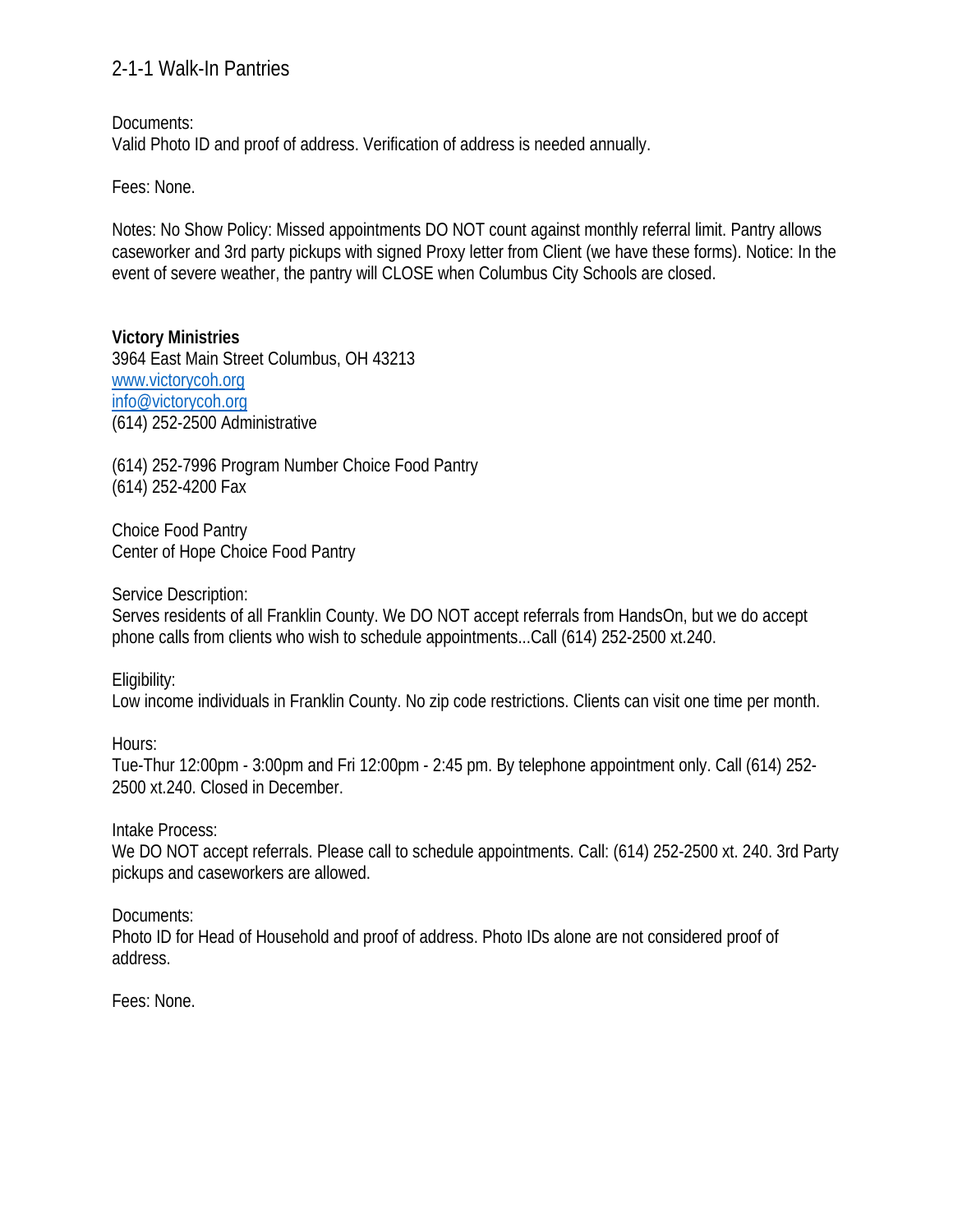2-1-1 Walk-In Pantries

Documents:
Valid Photo ID and proof of address. Verification of address is needed annually.

Fees: None.

Notes: No Show Policy: Missed appointments DO NOT count against monthly referral limit. Pantry allows caseworker and 3rd party pickups with signed Proxy letter from Client (we have these forms). Notice: In the event of severe weather, the pantry will CLOSE when Columbus City Schools are closed.

**Victory Ministries**
3964 East Main Street Columbus, OH 43213
[www.victorycoh.org](http://www.victorycoh.org)
[info@victorycoh.org](mailto:info@victorycoh.org)
(614) 252-2500 Administrative

(614) 252-7996 Program Number Choice Food Pantry
(614) 252-4200 Fax

Choice Food Pantry
Center of Hope Choice Food Pantry

Service Description:
Serves residents of all Franklin County. We DO NOT accept referrals from HandsOn, but we do accept phone calls from clients who wish to schedule appointments...Call (614) 252-2500 xt.240.

Eligibility:
Low income individuals in Franklin County. No zip code restrictions. Clients can visit one time per month.

Hours:
Tue-Thur 12:00pm - 3:00pm and Fri 12:00pm - 2:45 pm. By telephone appointment only. Call (614) 252-2500 xt.240. Closed in December.

Intake Process:
We DO NOT accept referrals. Please call to schedule appointments. Call: (614) 252-2500 xt. 240. 3rd Party pickups and caseworkers are allowed.

Documents:
Photo ID for Head of Household and proof of address. Photo IDs alone are not considered proof of address.

Fees: None.